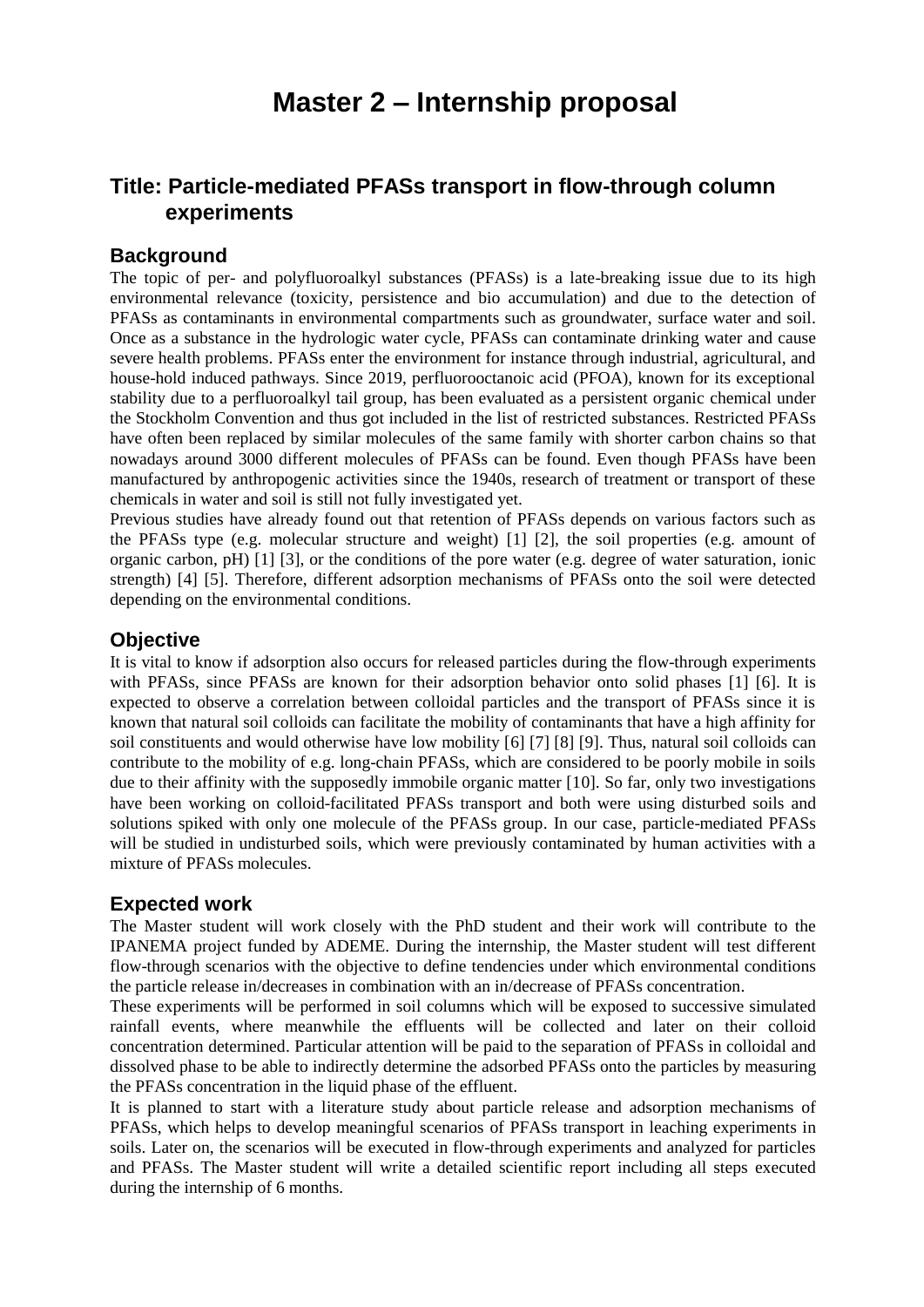# Master 2 – Internship proposal

## Title: Particle-mediated PFASs transport in flow-through column experiments

### Background

The topic of per- and polyfluoroalkyl substances (PFASs) is a late-breaking issue due to its high environmental relevance (toxicity, persistence and bio accumulation) and due to the detection of PFASs as contaminants in environmental compartments such as groundwater, surface water and soil. Once as a substance in the hydrologic water cycle, PFASs can contaminate drinking water and cause severe health problems. PFASs enter the environment for instance through industrial, agricultural, and house-hold induced pathways. Since 2019, perfluorooctanoic acid (PFOA), known for its exceptional stability due to a perfluoroalkyl tail group, has been evaluated as a persistent organic chemical under the Stockholm Convention and thus got included in the list of restricted substances. Restricted PFASs have often been replaced by similar molecules of the same family with shorter carbon chains so that nowadays around 3000 different molecules of PFASs can be found. Even though PFASs have been manufactured by anthropogenic activities since the 1940s, research of treatment or transport of these chemicals in water and soil is still not fully investigated yet.

Previous studies have already found out that retention of PFASs depends on various factors such as the PFASs type (e.g. molecular structure and weight) [1] [2], the soil properties (e.g. amount of organic carbon, pH) [1] [3], or the conditions of the pore water (e.g. degree of water saturation, ionic strength) [4] [5]. Therefore, different adsorption mechanisms of PFASs onto the soil were detected depending on the environmental conditions.

### Objective

It is vital to know if adsorption also occurs for released particles during the flow-through experiments with PFASs, since PFASs are known for their adsorption behavior onto solid phases [1] [6]. It is expected to observe a correlation between colloidal particles and the transport of PFASs since it is known that natural soil colloids can facilitate the mobility of contaminants that have a high affinity for soil constituents and would otherwise have low mobility [6] [7] [8] [9]. Thus, natural soil colloids can contribute to the mobility of e.g. long-chain PFASs, which are considered to be poorly mobile in soils due to their affinity with the supposedly immobile organic matter [10]. So far, only two investigations have been working on colloid-facilitated PFASs transport and both were using disturbed soils and solutions spiked with only one molecule of the PFASs group. In our case, particle-mediated PFASs will be studied in undisturbed soils, which were previously contaminated by human activities with a mixture of PFASs molecules.

### Expected work

The Master student will work closely with the PhD student and their work will contribute to the IPANEMA project funded by ADEME. During the internship, the Master student will test different flow-through scenarios with the objective to define tendencies under which environmental conditions the particle release in/decreases in combination with an in/decrease of PFASs concentration.

These experiments will be performed in soil columns which will be exposed to successive simulated rainfall events, where meanwhile the effluents will be collected and later on their colloid concentration determined. Particular attention will be paid to the separation of PFASs in colloidal and dissolved phase to be able to indirectly determine the adsorbed PFASs onto the particles by measuring the PFASs concentration in the liquid phase of the effluent.

It is planned to start with a literature study about particle release and adsorption mechanisms of PFASs, which helps to develop meaningful scenarios of PFASs transport in leaching experiments in soils. Later on, the scenarios will be executed in flow-through experiments and analyzed for particles and PFASs. The Master student will write a detailed scientific report including all steps executed during the internship of 6 months.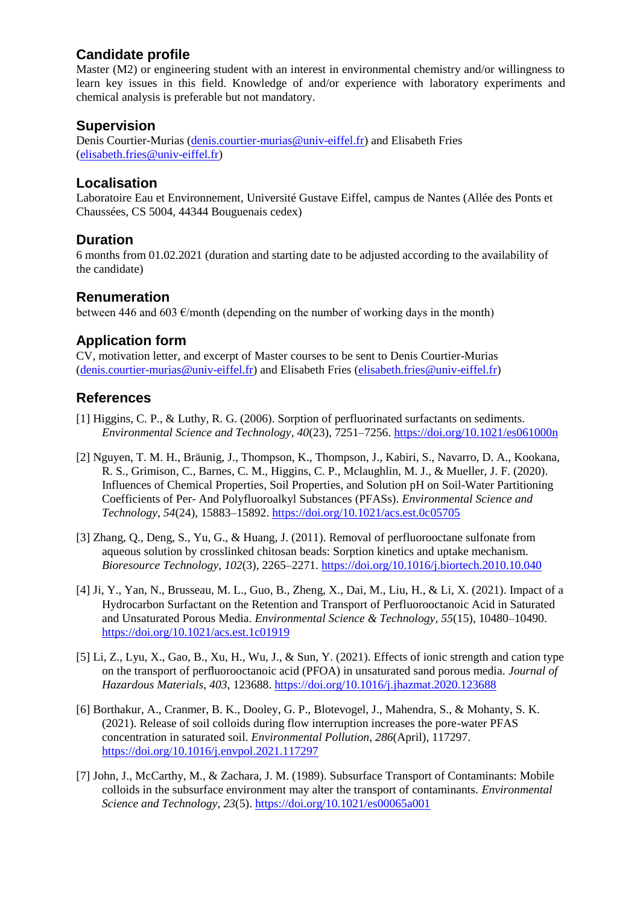## Candidate profile

Master (M2) or engineering student with an interest in environmental chemistry and/or willingness to learn key issues in this field. Knowledge of and/or experience with laboratory experiments and chemical analysis is preferable but not mandatory.

## Supervision

Denis Courtier-Murias (denis.courtier-murias@univ-eiffel.fr) and Elisabeth Fries (elisabeth.fries@univ-eiffel.fr)

## Localisation

Laboratoire Eau et Environnement, Université Gustave Eiffel, campus de Nantes (Allée des Ponts et Chaussées, CS 5004, 44344 Bouguenais cedex)

## Duration

6 months from 01.02.2021 (duration and starting date to be adjusted according to the availability of the candidate)

## Renumeration

between 446 and 603 €/month (depending on the number of working days in the month)

## Application form

CV, motivation letter, and excerpt of Master courses to be sent to Denis Courtier-Murias (denis.courtier-murias@univ-eiffel.fr) and Elisabeth Fries (elisabeth.fries@univ-eiffel.fr)

## References

[1] Higgins, C. P., & Luthy, R. G. (2006). Sorption of perfluorinated surfactants on sediments. *Environmental Science and Technology*, *40*(23), 7251–7256. https://doi.org/10.1021/es061000n

[2] Nguyen, T. M. H., Bräunig, J., Thompson, K., Thompson, J., Kabiri, S., Navarro, D. A., Kookana, R. S., Grimison, C., Barnes, C. M., Higgins, C. P., Mclaughlin, M. J., & Mueller, J. F. (2020). Influences of Chemical Properties, Soil Properties, and Solution pH on Soil-Water Partitioning Coefficients of Per- And Polyfluoroalkyl Substances (PFASs). *Environmental Science and Technology*, *54*(24), 15883–15892. https://doi.org/10.1021/acs.est.0c05705

[3] Zhang, Q., Deng, S., Yu, G., & Huang, J. (2011). Removal of perfluorooctane sulfonate from aqueous solution by crosslinked chitosan beads: Sorption kinetics and uptake mechanism. *Bioresource Technology*, *102*(3), 2265–2271. https://doi.org/10.1016/j.biortech.2010.10.040

[4] Ji, Y., Yan, N., Brusseau, M. L., Guo, B., Zheng, X., Dai, M., Liu, H., & Li, X. (2021). Impact of a Hydrocarbon Surfactant on the Retention and Transport of Perfluorooctanoic Acid in Saturated and Unsaturated Porous Media. *Environmental Science & Technology*, *55*(15), 10480–10490. https://doi.org/10.1021/acs.est.1c01919

[5] Li, Z., Lyu, X., Gao, B., Xu, H., Wu, J., & Sun, Y. (2021). Effects of ionic strength and cation type on the transport of perfluorooctanoic acid (PFOA) in unsaturated sand porous media. *Journal of Hazardous Materials*, *403*, 123688. https://doi.org/10.1016/j.jhazmat.2020.123688

[6] Borthakur, A., Cranmer, B. K., Dooley, G. P., Blotevogel, J., Mahendra, S., & Mohanty, S. K. (2021). Release of soil colloids during flow interruption increases the pore-water PFAS concentration in saturated soil. *Environmental Pollution*, *286*(April), 117297. https://doi.org/10.1016/j.envpol.2021.117297

[7] John, J., McCarthy, M., & Zachara, J. M. (1989). Subsurface Transport of Contaminants: Mobile colloids in the subsurface environment may alter the transport of contaminants. *Environmental Science and Technology*, *23*(5). https://doi.org/10.1021/es00065a001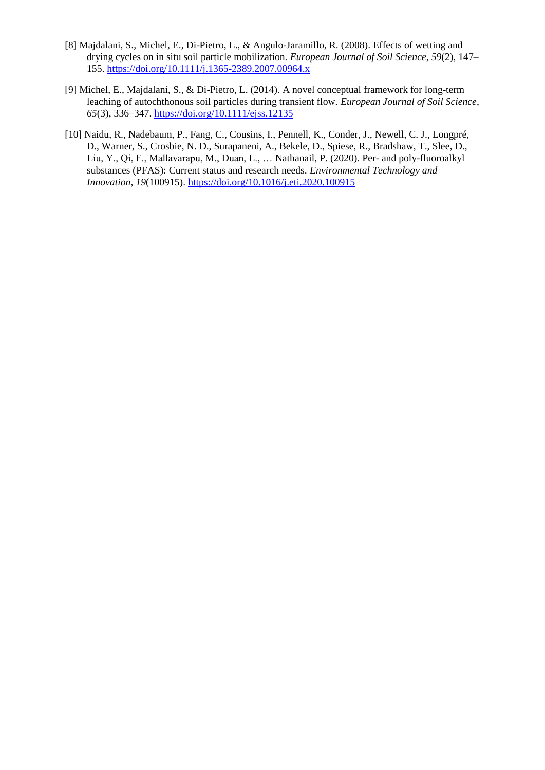[8] Majdalani, S., Michel, E., Di-Pietro, L., & Angulo-Jaramillo, R. (2008). Effects of wetting and drying cycles on in situ soil particle mobilization. *European Journal of Soil Science*, *59*(2), 147–155. https://doi.org/10.1111/j.1365-2389.2007.00964.x

[9] Michel, E., Majdalani, S., & Di-Pietro, L. (2014). A novel conceptual framework for long-term leaching of autochthonous soil particles during transient flow. *European Journal of Soil Science*, *65*(3), 336–347. https://doi.org/10.1111/ejss.12135

[10] Naidu, R., Nadebaum, P., Fang, C., Cousins, I., Pennell, K., Conder, J., Newell, C. J., Longpré, D., Warner, S., Crosbie, N. D., Surapaneni, A., Bekele, D., Spiese, R., Bradshaw, T., Slee, D., Liu, Y., Qi, F., Mallavarapu, M., Duan, L., … Nathanail, P. (2020). Per- and poly-fluoroalkyl substances (PFAS): Current status and research needs. *Environmental Technology and Innovation*, *19*(100915). https://doi.org/10.1016/j.eti.2020.100915